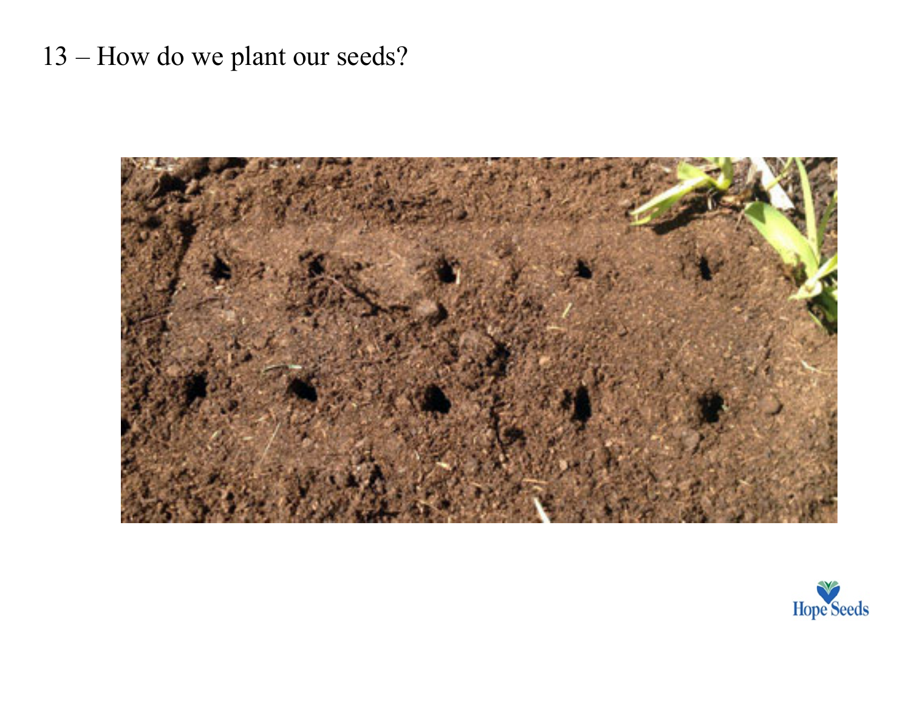# 13 – How do we plant our seeds?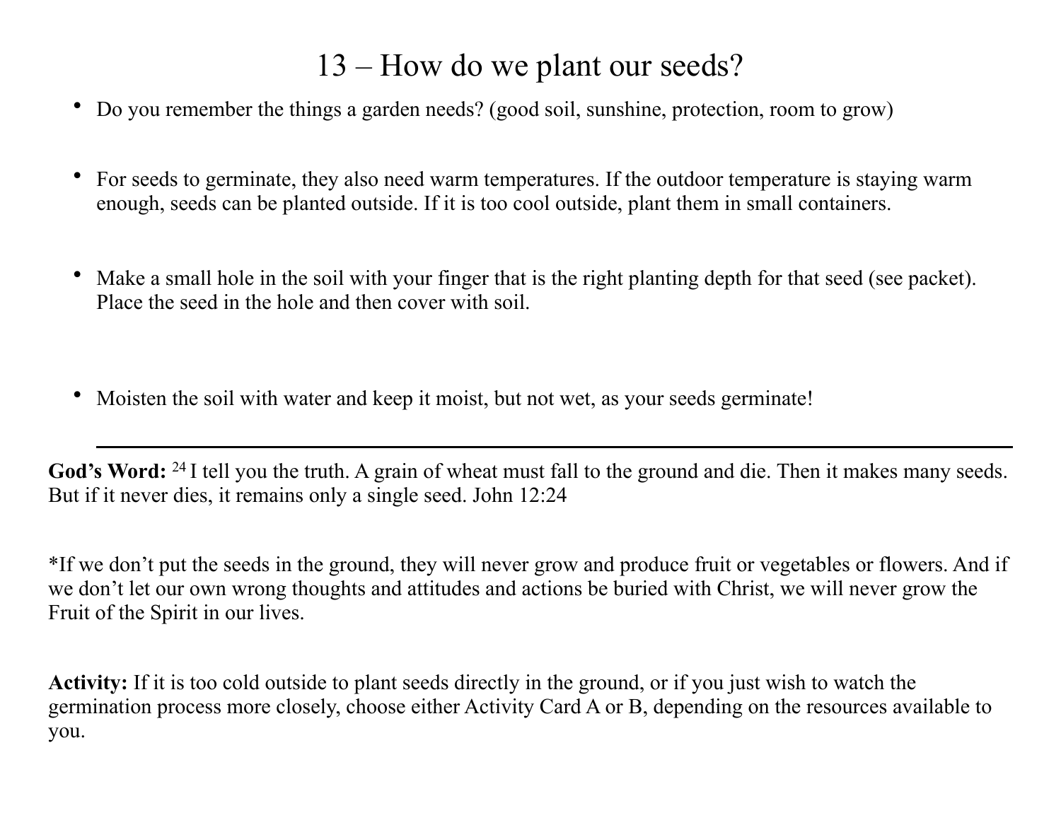# 13 – How do we plant our seeds?

- Do you remember the things a garden needs? (good soil, sunshine, protection, room to grow)
- For seeds to germinate, they also need warm temperatures. If the outdoor temperature is staying warm enough, seeds can be planted outside. If it is too cool outside, plant them in small containers.
- Make a small hole in the soil with your finger that is the right planting depth for that seed (see packet). Place the seed in the hole and then cover with soil.
- Moisten the soil with water and keep it moist, but not wet, as your seeds germinate!

---

**God's Word:** [24] I tell you the truth. A grain of wheat must fall to the ground and die. Then it makes many seeds. But if it never dies, it remains only a single seed. John 12:24

*If we don't put the seeds in the ground, they will never grow and produce fruit or vegetables or flowers. And if we don't let our own wrong thoughts and attitudes and actions be buried with Christ, we will never grow the Fruit of the Spirit in our lives.

**Activity:** If it is too cold outside to plant seeds directly in the ground, or if you just wish to watch the germination process more closely, choose either Activity Card A or B, depending on the resources available to you.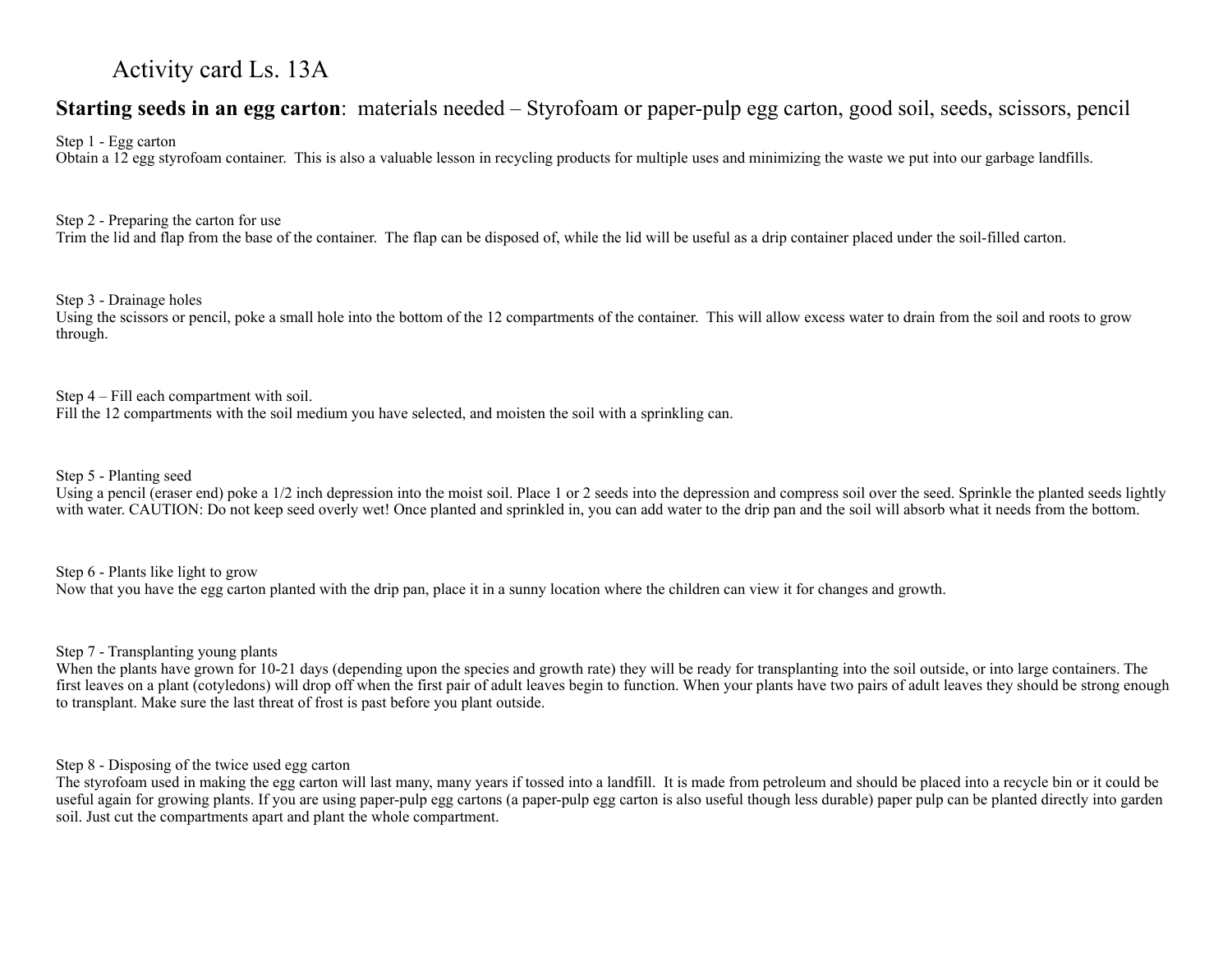# Activity card Ls. 13A

**Starting seeds in an egg carton**: materials needed – Styrofoam or paper-pulp egg carton, good soil, seeds, scissors, pencil

Step 1 - Egg carton
Obtain a 12 egg styrofoam container. This is also a valuable lesson in recycling products for multiple uses and minimizing the waste we put into our garbage landfills.

Step 2 - Preparing the carton for use
Trim the lid and flap from the base of the container. The flap can be disposed of, while the lid will be useful as a drip container placed under the soil-filled carton.

Step 3 - Drainage holes
Using the scissors or pencil, poke a small hole into the bottom of the 12 compartments of the container. This will allow excess water to drain from the soil and roots to grow through.

Step 4 – Fill each compartment with soil.
Fill the 12 compartments with the soil medium you have selected, and moisten the soil with a sprinkling can.

Step 5 - Planting seed
Using a pencil (eraser end) poke a 1/2 inch depression into the moist soil. Place 1 or 2 seeds into the depression and compress soil over the seed. Sprinkle the planted seeds lightly with water. CAUTION: Do not keep seed overly wet! Once planted and sprinkled in, you can add water to the drip pan and the soil will absorb what it needs from the bottom.

Step 6 - Plants like light to grow
Now that you have the egg carton planted with the drip pan, place it in a sunny location where the children can view it for changes and growth.

Step 7 - Transplanting young plants
When the plants have grown for 10-21 days (depending upon the species and growth rate) they will be ready for transplanting into the soil outside, or into large containers. The first leaves on a plant (cotyledons) will drop off when the first pair of adult leaves begin to function. When your plants have two pairs of adult leaves they should be strong enough to transplant. Make sure the last threat of frost is past before you plant outside.

Step 8 - Disposing of the twice used egg carton
The styrofoam used in making the egg carton will last many, many years if tossed into a landfill. It is made from petroleum and should be placed into a recycle bin or it could be useful again for growing plants. If you are using paper-pulp egg cartons (a paper-pulp egg carton is also useful though less durable) paper pulp can be planted directly into garden soil. Just cut the compartments apart and plant the whole compartment.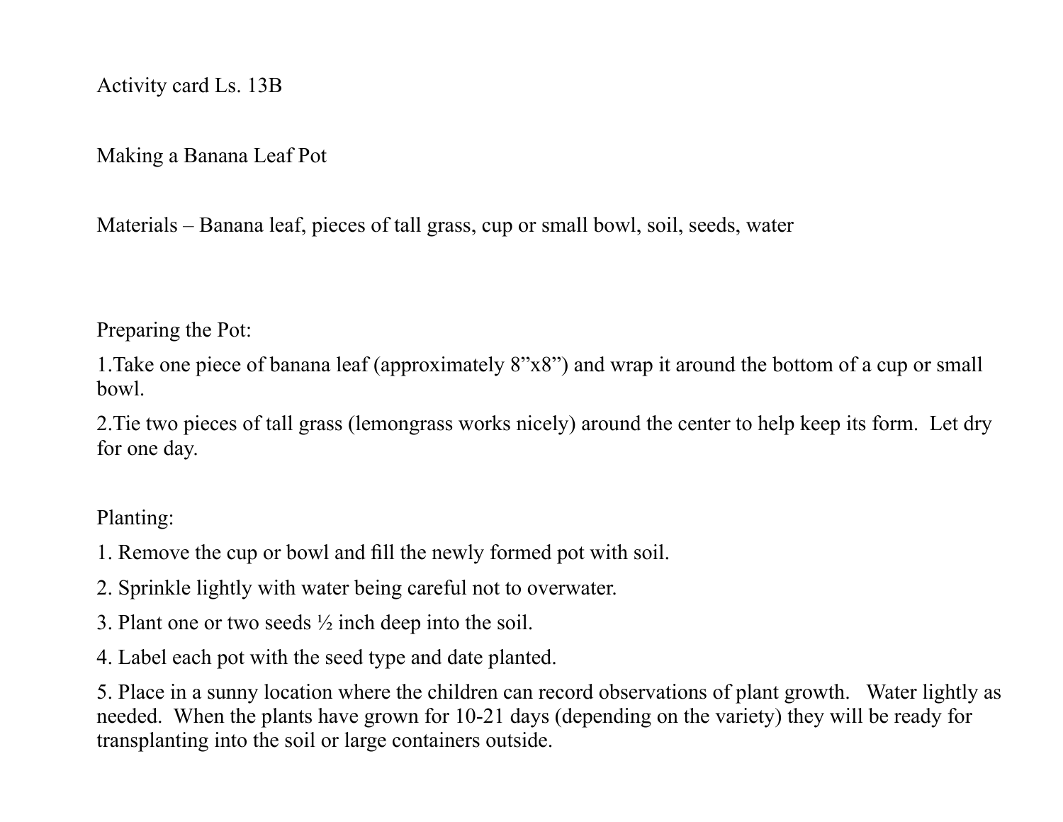Activity card Ls. 13B

# Making a Banana Leaf Pot

Materials – Banana leaf, pieces of tall grass, cup or small bowl, soil, seeds, water

## Preparing the Pot:

1. Take one piece of banana leaf (approximately 8”x8”) and wrap it around the bottom of a cup or small bowl.
2. Tie two pieces of tall grass (lemongrass works nicely) around the center to help keep its form. Let dry for one day.

## Planting:

1. Remove the cup or bowl and fill the newly formed pot with soil.
2. Sprinkle lightly with water being careful not to overwater.
3. Plant one or two seeds ½ inch deep into the soil.
4. Label each pot with the seed type and date planted.
5. Place in a sunny location where the children can record observations of plant growth. Water lightly as needed. When the plants have grown for 10-21 days (depending on the variety) they will be ready for transplanting into the soil or large containers outside.